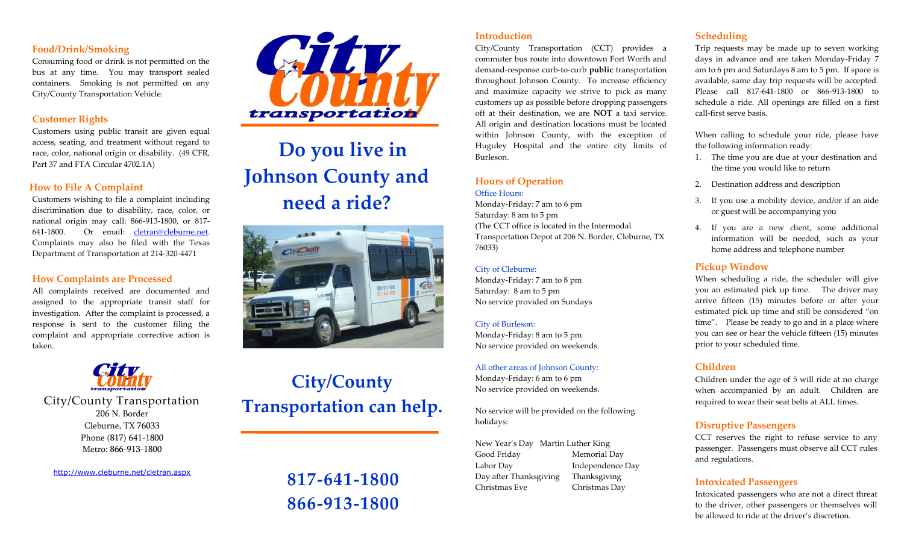## Food/Drink/Smoking

Consuming food or drink is not permitted on the bus at any time. You may transport sealed containers. Smoking is not permitted on any City/County Transportation Vehicle.

## Customer Rights

Customers using public transit are given equal access, seating, and treatment without regard to race, color, national origin or disability. (49 CFR, Part 37 and FTA Circular 4702.1A)

## How to File A Complaint

Customers wishing to file a complaint including discrimination due to disability, race, color, or national origin may call: 866-913-1800, or 817-641-1800. Or email: cletran@cleburne.net. Complaints may also be filed with the Texas Department of Transportation at 214-320-4471

## How Complaints are Processed

All complaints received are documented and assigned to the appropriate transit staff for investigation. After the complaint is processed, a response is sent to the customer filing the complaint and appropriate corrective action is taken.

City/County Transportation
206 N. Border
Cleburne, TX 76033
Phone (817) 641-1800
Metro: 866-913-1800

http://www.cleburne.net/cletran.aspx

# Do you live in Johnson County and need a ride?

# City/County Transportation can help.

# 817-641-1800
# 866-913-1800

## Introduction

City/County Transportation (CCT) provides a commuter bus route into downtown Fort Worth and demand-response curb-to-curb **public** transportation throughout Johnson County. To increase efficiency and maximize capacity we strive to pick up as many customers up as possible before dropping passengers off at their destination, we are **NOT** a taxi service. All origin and destination locations must be located within Johnson County, with the exception of Huguley Hospital and the entire city limits of Burleson.

## Hours of Operation

Office Hours:
Monday-Friday: 7 am to 6 pm
Saturday: 8 am to 5 pm
(The CCT office is located in the Intermodal Transportation Depot at 206 N. Border, Cleburne, TX 76033)

City of Cleburne:
Monday-Friday: 7 am to 8 pm
Saturday: 8 am to 5 pm
No service provided on Sundays

City of Burleson:
Monday-Friday: 8 am to 5 pm
No service provided on weekends.

All other areas of Johnson County:
Monday-Friday: 6 am to 6 pm
No service provided on weekends.

No service will be provided on the following holidays:

New Year's Day, Martin Luther King, Good Friday, Memorial Day, Labor Day, Independence Day, Day after Thanksgiving, Thanksgiving, Christmas Eve, Christmas Day

## Scheduling

Trip requests may be made up to seven working days in advance and are taken Monday-Friday 7 am to 6 pm and Saturdays 8 am to 5 pm. If space is available, same day trip requests will be accepted. Please call 817-641-1800 or 866-913-1800 to schedule a ride. All openings are filled on a first call-first serve basis.

When calling to schedule your ride, please have the following information ready:

1. The time you are due at your destination and the time you would like to return
2. Destination address and description
3. If you use a mobility device, and/or if an aide or guest will be accompanying you
4. If you are a new client, some additional information will be needed, such as your home address and telephone number

## Pickup Window

When scheduling a ride, the scheduler will give you an estimated pick up time. The driver may arrive fifteen (15) minutes before or after your estimated pick up time and still be considered "on time". Please be ready to go and in a place where you can see or hear the vehicle fifteen (15) minutes prior to your scheduled time.

## Children

Children under the age of 5 will ride at no charge when accompanied by an adult. Children are required to wear their seat belts at ALL times.

## Disruptive Passengers

CCT reserves the right to refuse service to any passenger. Passengers must observe all CCT rules and regulations.

## Intoxicated Passengers

Intoxicated passengers who are not a direct threat to the driver, other passengers or themselves will be allowed to ride at the driver's discretion.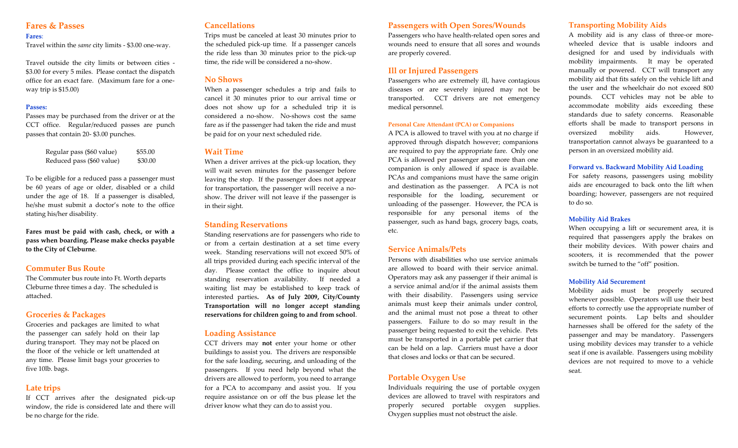## Fares & Passes

### Fares:

Travel within the *same* city limits - $3.00 one-way.

Travel outside the city limits or between cities - $3.00 for every 5 miles. Please contact the dispatch office for an exact fare. (Maximum fare for a one-way trip is $15.00)

### Passes:

Passes may be purchased from the driver or at the CCT office. Regular/reduced passes are punch passes that contain 20- $3.00 punches.

| | |
|---|---|
| Regular pass ($60 value) | $55.00 |
| Reduced pass ($60 value) | $30.00 |

To be eligible for a reduced pass a passenger must be 60 years of age or older, disabled or a child under the age of 18. If a passenger is disabled, he/she must submit a doctor's note to the office stating his/her disability.

**Fares must be paid with cash, check, or with a pass when boarding. Please make checks payable to the City of Cleburne.**

## Commuter Bus Route

The Commuter bus route into Ft. Worth departs Cleburne three times a day. The scheduled is attached.

## Groceries & Packages

Groceries and packages are limited to what the passenger can safely hold on their lap during transport. They may not be placed on the floor of the vehicle or left unattended at any time. Please limit bags your groceries to five 10lb. bags.

## Late trips

If CCT arrives after the designated pick-up window, the ride is considered late and there will be no charge for the ride.

## Cancellations

Trips must be canceled at least 30 minutes prior to the scheduled pick-up time. If a passenger cancels the ride less than 30 minutes prior to the pick-up time, the ride will be considered a no-show.

## No Shows

When a passenger schedules a trip and fails to cancel it 30 minutes prior to our arrival time or does not show up for a scheduled trip it is considered a no-show. No-shows cost the same fare as if the passenger had taken the ride and must be paid for on your next scheduled ride.

## Wait Time

When a driver arrives at the pick-up location, they will wait seven minutes for the passenger before leaving the stop. If the passenger does not appear for transportation, the passenger will receive a no-show. The driver will not leave if the passenger is in their sight.

## Standing Reservations

Standing reservations are for passengers who ride to or from a certain destination at a set time every week. Standing reservations will not exceed 50% of all trips provided during each specific interval of the day. Please contact the office to inquire about standing reservation availability. If needed a waiting list may be established to keep track of interested parties**. As of July 2009, City/County Transportation will no longer accept standing reservations for children going to and from school**.

## Loading Assistance

CCT drivers may **not** enter your home or other buildings to assist you. The drivers are responsible for the safe loading, securing, and unloading of the passengers. If you need help beyond what the drivers are allowed to perform, you need to arrange for a PCA to accompany and assist you. If you require assistance on or off the bus please let the driver know what they can do to assist you.

## Passengers with Open Sores/Wounds

Passengers who have health-related open sores and wounds need to ensure that all sores and wounds are properly covered.

## Ill or Injured Passengers

Passengers who are extremely ill, have contagious diseases or are severely injured may not be transported. CCT drivers are not emergency medical personnel.

### Personal Care Attendant (PCA) or Companions

A PCA is allowed to travel with you at no charge if approved through dispatch however; companions are required to pay the appropriate fare. Only one PCA is allowed per passenger and more than one companion is only allowed if space is available. PCAs and companions must have the same origin and destination as the passenger. A PCA is not responsible for the loading, securement or unloading of the passenger. However, the PCA is responsible for any personal items of the passenger, such as hand bags, grocery bags, coats, etc.

## Service Animals/Pets

Persons with disabilities who use service animals are allowed to board with their service animal. Operators may ask any passenger if their animal is a service animal and/or if the animal assists them with their disability. Passengers using service animals must keep their animals under control, and the animal must not pose a threat to other passengers. Failure to do so may result in the passenger being requested to exit the vehicle. Pets must be transported in a portable pet carrier that can be held on a lap. Carriers must have a door that closes and locks or that can be secured.

## Portable Oxygen Use

Individuals requiring the use of portable oxygen devices are allowed to travel with respirators and properly secured portable oxygen supplies. Oxygen supplies must not obstruct the aisle.

## Transporting Mobility Aids

A mobility aid is any class of three-or more-wheeled device that is usable indoors and designed for and used by individuals with mobility impairments. It may be operated manually or powered. CCT will transport any mobility aid that fits safely on the vehicle lift and the user and the wheelchair do not exceed 800 pounds. CCT vehicles may not be able to accommodate mobility aids exceeding these standards due to safety concerns. Reasonable efforts shall be made to transport persons in oversized mobility aids. However, transportation cannot always be guaranteed to a person in an oversized mobility aid.

### Forward vs. Backward Mobility Aid Loading

For safety reasons, passengers using mobility aids are encouraged to back onto the lift when boarding; however, passengers are not required to do so.

### Mobility Aid Brakes

When occupying a lift or securement area, it is required that passengers apply the brakes on their mobility devices. With power chairs and scooters, it is recommended that the power switch be turned to the "off" position.

### Mobility Aid Securement

Mobility aids must be properly secured whenever possible. Operators will use their best efforts to correctly use the appropriate number of securement points. Lap belts and shoulder harnesses shall be offered for the safety of the passenger and may be mandatory. Passengers using mobility devices may transfer to a vehicle seat if one is available. Passengers using mobility devices are not required to move to a vehicle seat.